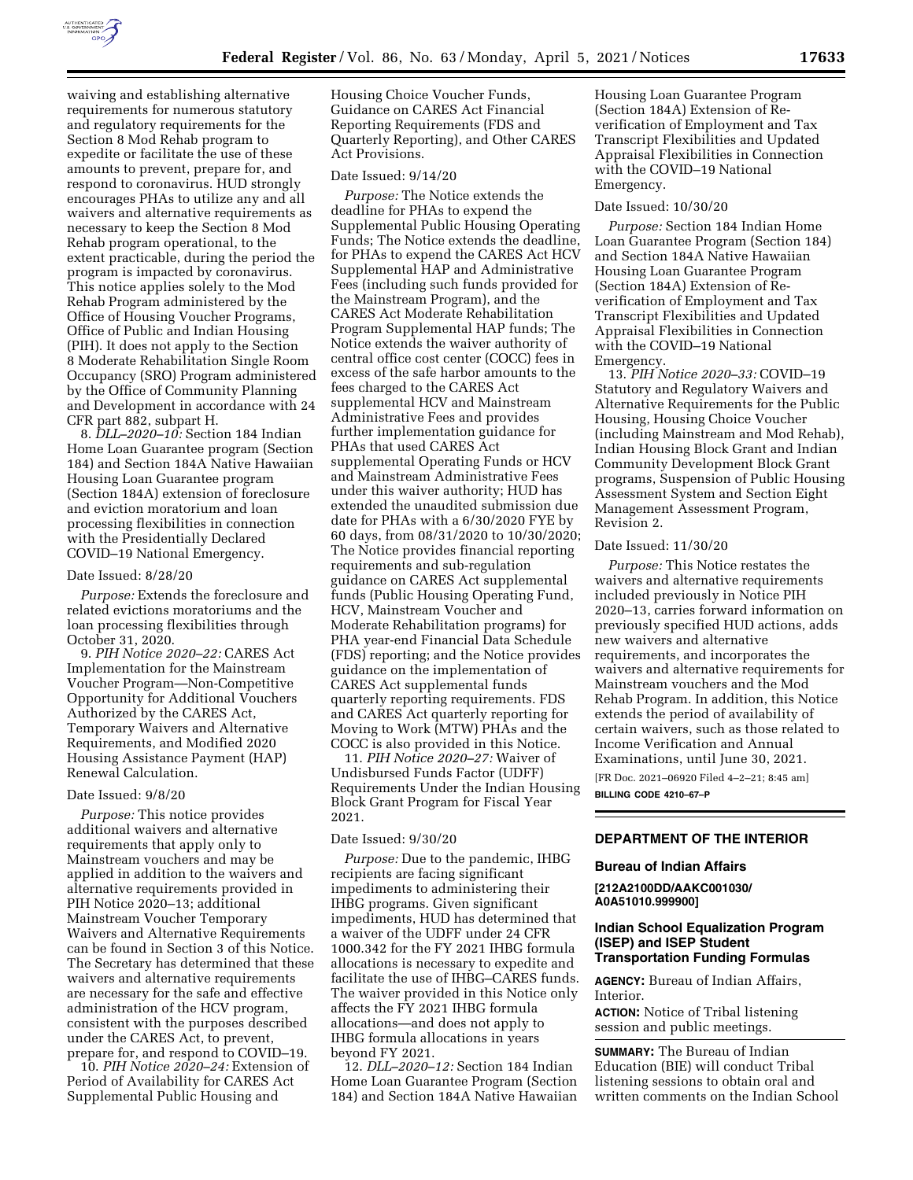waiving and establishing alternative requirements for numerous statutory and regulatory requirements for the Section 8 Mod Rehab program to expedite or facilitate the use of these amounts to prevent, prepare for, and respond to coronavirus. HUD strongly encourages PHAs to utilize any and all waivers and alternative requirements as necessary to keep the Section 8 Mod Rehab program operational, to the extent practicable, during the period the program is impacted by coronavirus. This notice applies solely to the Mod Rehab Program administered by the Office of Housing Voucher Programs, Office of Public and Indian Housing (PIH). It does not apply to the Section 8 Moderate Rehabilitation Single Room Occupancy (SRO) Program administered by the Office of Community Planning and Development in accordance with 24 CFR part 882, subpart H.

8. *DLL–2020–10:* Section 184 Indian Home Loan Guarantee program (Section 184) and Section 184A Native Hawaiian Housing Loan Guarantee program (Section 184A) extension of foreclosure and eviction moratorium and loan processing flexibilities in connection with the Presidentially Declared COVID–19 National Emergency.

Date Issued: 8/28/20

*Purpose:* Extends the foreclosure and related evictions moratoriums and the loan processing flexibilities through October 31, 2020.

9. *PIH Notice 2020–22:* CARES Act Implementation for the Mainstream Voucher Program—Non-Competitive Opportunity for Additional Vouchers Authorized by the CARES Act, Temporary Waivers and Alternative Requirements, and Modified 2020 Housing Assistance Payment (HAP) Renewal Calculation.

Date Issued: 9/8/20

*Purpose:* This notice provides additional waivers and alternative requirements that apply only to Mainstream vouchers and may be applied in addition to the waivers and alternative requirements provided in PIH Notice 2020–13; additional Mainstream Voucher Temporary Waivers and Alternative Requirements can be found in Section 3 of this Notice. The Secretary has determined that these waivers and alternative requirements are necessary for the safe and effective administration of the HCV program, consistent with the purposes described under the CARES Act, to prevent, prepare for, and respond to COVID–19.

10. *PIH Notice 2020–24:* Extension of Period of Availability for CARES Act Supplemental Public Housing and Housing Choice Voucher Funds, Guidance on CARES Act Financial Reporting Requirements (FDS and Quarterly Reporting), and Other CARES Act Provisions.

Date Issued: 9/14/20

*Purpose:* The Notice extends the deadline for PHAs to expend the Supplemental Public Housing Operating Funds; The Notice extends the deadline, for PHAs to expend the CARES Act HCV Supplemental HAP and Administrative Fees (including such funds provided for the Mainstream Program), and the CARES Act Moderate Rehabilitation Program Supplemental HAP funds; The Notice extends the waiver authority of central office cost center (COCC) fees in excess of the safe harbor amounts to the fees charged to the CARES Act supplemental HCV and Mainstream Administrative Fees and provides further implementation guidance for PHAs that used CARES Act supplemental Operating Funds or HCV and Mainstream Administrative Fees under this waiver authority; HUD has extended the unaudited submission due date for PHAs with a 6/30/2020 FYE by 60 days, from 08/31/2020 to 10/30/2020; The Notice provides financial reporting requirements and sub-regulation guidance on CARES Act supplemental funds (Public Housing Operating Fund, HCV, Mainstream Voucher and Moderate Rehabilitation programs) for PHA year-end Financial Data Schedule (FDS) reporting; and the Notice provides guidance on the implementation of CARES Act supplemental funds quarterly reporting requirements. FDS and CARES Act quarterly reporting for Moving to Work (MTW) PHAs and the COCC is also provided in this Notice.

11. *PIH Notice 2020–27:* Waiver of Undisbursed Funds Factor (UDFF) Requirements Under the Indian Housing Block Grant Program for Fiscal Year 2021.

Date Issued: 9/30/20

*Purpose:* Due to the pandemic, IHBG recipients are facing significant impediments to administering their IHBG programs. Given significant impediments, HUD has determined that a waiver of the UDFF under 24 CFR 1000.342 for the FY 2021 IHBG formula allocations is necessary to expedite and facilitate the use of IHBG–CARES funds. The waiver provided in this Notice only affects the FY 2021 IHBG formula allocations—and does not apply to IHBG formula allocations in years beyond FY 2021.

12. *DLL–2020–12:* Section 184 Indian Home Loan Guarantee Program (Section 184) and Section 184A Native Hawaiian Housing Loan Guarantee Program (Section 184A) Extension of Re-verification of Employment and Tax Transcript Flexibilities and Updated Appraisal Flexibilities in Connection with the COVID–19 National Emergency.

Date Issued: 10/30/20

*Purpose:* Section 184 Indian Home Loan Guarantee Program (Section 184) and Section 184A Native Hawaiian Housing Loan Guarantee Program (Section 184A) Extension of Re-verification of Employment and Tax Transcript Flexibilities and Updated Appraisal Flexibilities in Connection with the COVID–19 National Emergency.

13. *PIH Notice 2020–33:* COVID–19 Statutory and Regulatory Waivers and Alternative Requirements for the Public Housing, Housing Choice Voucher (including Mainstream and Mod Rehab), Indian Housing Block Grant and Indian Community Development Block Grant programs, Suspension of Public Housing Assessment System and Section Eight Management Assessment Program, Revision 2.

Date Issued: 11/30/20

*Purpose:* This Notice restates the waivers and alternative requirements included previously in Notice PIH 2020–13, carries forward information on previously specified HUD actions, adds new waivers and alternative requirements, and incorporates the waivers and alternative requirements for Mainstream vouchers and the Mod Rehab Program. In addition, this Notice extends the period of availability of certain waivers, such as those related to Income Verification and Annual Examinations, until June 30, 2021.

[FR Doc. 2021–06920 Filed 4–2–21; 8:45 am]

**BILLING CODE 4210–67–P**

## DEPARTMENT OF THE INTERIOR

### Bureau of Indian Affairs

**[212A2100DD/AAKC001030/A0A51010.999900]**

### Indian School Equalization Program (ISEP) and ISEP Student Transportation Funding Formulas

**AGENCY:** Bureau of Indian Affairs, Interior.

**ACTION:** Notice of Tribal listening session and public meetings.

**SUMMARY:** The Bureau of Indian Education (BIE) will conduct Tribal listening sessions to obtain oral and written comments on the Indian School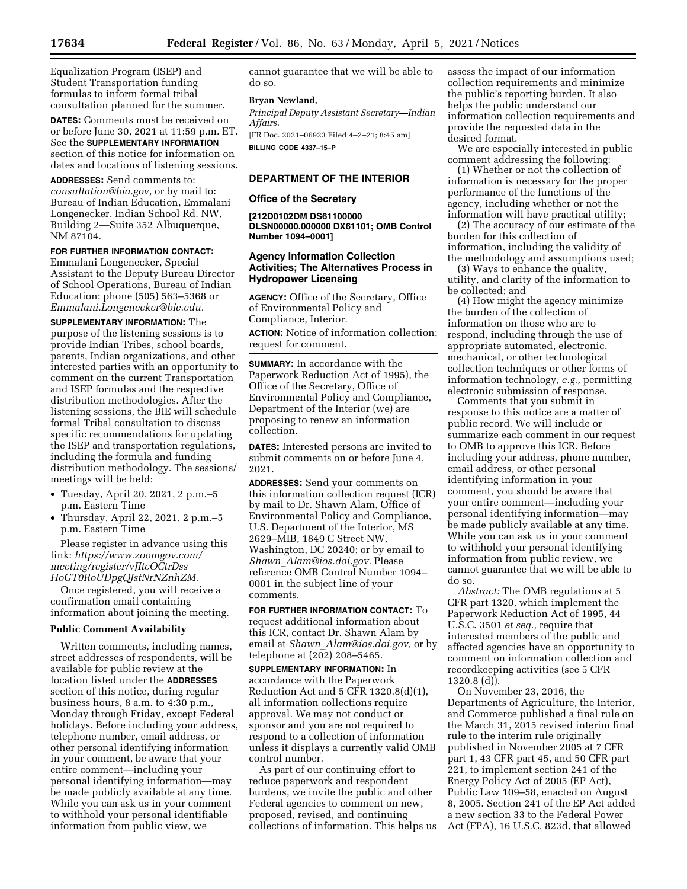Equalization Program (ISEP) and Student Transportation funding formulas to inform formal tribal consultation planned for the summer.

**DATES:** Comments must be received on or before June 30, 2021 at 11:59 p.m. ET. See the **SUPPLEMENTARY INFORMATION** section of this notice for information on dates and locations of listening sessions.

**ADDRESSES:** Send comments to: *consultation@bia.gov,* or by mail to: Bureau of Indian Education, Emmalani Longenecker, Indian School Rd. NW, Building 2—Suite 352 Albuquerque, NM 87104.

**FOR FURTHER INFORMATION CONTACT:** Emmalani Longenecker, Special Assistant to the Deputy Bureau Director of School Operations, Bureau of Indian Education; phone (505) 563–5368 or *Emmalani.Longenecker@bie.edu.*

**SUPPLEMENTARY INFORMATION:** The purpose of the listening sessions is to provide Indian Tribes, school boards, parents, Indian organizations, and other interested parties with an opportunity to comment on the current Transportation and ISEP formulas and the respective distribution methodologies. After the listening sessions, the BIE will schedule formal Tribal consultation to discuss specific recommendations for updating the ISEP and transportation regulations, including the formula and funding distribution methodology. The sessions/meetings will be held:

- Tuesday, April 20, 2021, 2 p.m.–5 p.m. Eastern Time
- Thursday, April 22, 2021, 2 p.m.–5 p.m. Eastern Time

Please register in advance using this link: *https://www.zoomgov.com/meeting/register/vJItcOCtrDssHoGT0RoUDpgQJstNrNZnhZM.*

Once registered, you will receive a confirmation email containing information about joining the meeting.

### Public Comment Availability

Written comments, including names, street addresses of respondents, will be available for public review at the location listed under the **ADDRESSES** section of this notice, during regular business hours, 8 a.m. to 4:30 p.m., Monday through Friday, except Federal holidays. Before including your address, telephone number, email address, or other personal identifying information in your comment, be aware that your entire comment—including your personal identifying information—may be made publicly available at any time. While you can ask us in your comment to withhold your personal identifiable information from public view, we cannot guarantee that we will be able to do so.

**Bryan Newland,**

*Principal Deputy Assistant Secretary—Indian Affairs.*

[FR Doc. 2021–06923 Filed 4–2–21; 8:45 am]

**BILLING CODE 4337–15–P**

---

## DEPARTMENT OF THE INTERIOR

### Office of the Secretary

**[212D0102DM DS61100000 DLSN00000.000000 DX61101; OMB Control Number 1094–0001]**

### Agency Information Collection Activities; The Alternatives Process in Hydropower Licensing

**AGENCY:** Office of the Secretary, Office of Environmental Policy and Compliance, Interior.

**ACTION:** Notice of information collection; request for comment.

**SUMMARY:** In accordance with the Paperwork Reduction Act of 1995), the Office of the Secretary, Office of Environmental Policy and Compliance, Department of the Interior (we) are proposing to renew an information collection.

**DATES:** Interested persons are invited to submit comments on or before June 4, 2021.

**ADDRESSES:** Send your comments on this information collection request (ICR) by mail to Dr. Shawn Alam, Office of Environmental Policy and Compliance, U.S. Department of the Interior, MS 2629–MIB, 1849 C Street NW, Washington, DC 20240; or by email to *Shawn_Alam@ios.doi.gov.* Please reference OMB Control Number 1094–0001 in the subject line of your comments.

**FOR FURTHER INFORMATION CONTACT:** To request additional information about this ICR, contact Dr. Shawn Alam by email at *Shawn_Alam@ios.doi.gov,* or by telephone at (202) 208–5465.

**SUPPLEMENTARY INFORMATION:** In accordance with the Paperwork Reduction Act and 5 CFR 1320.8(d)(1), all information collections require approval. We may not conduct or sponsor and you are not required to respond to a collection of information unless it displays a currently valid OMB control number.

As part of our continuing effort to reduce paperwork and respondent burdens, we invite the public and other Federal agencies to comment on new, proposed, revised, and continuing collections of information. This helps us assess the impact of our information collection requirements and minimize the public's reporting burden. It also helps the public understand our information collection requirements and provide the requested data in the desired format.

We are especially interested in public comment addressing the following:

(1) Whether or not the collection of information is necessary for the proper performance of the functions of the agency, including whether or not the information will have practical utility;

(2) The accuracy of our estimate of the burden for this collection of information, including the validity of the methodology and assumptions used;

(3) Ways to enhance the quality, utility, and clarity of the information to be collected; and

(4) How might the agency minimize the burden of the collection of information on those who are to respond, including through the use of appropriate automated, electronic, mechanical, or other technological collection techniques or other forms of information technology, *e.g.,* permitting electronic submission of response.

Comments that you submit in response to this notice are a matter of public record. We will include or summarize each comment in our request to OMB to approve this ICR. Before including your address, phone number, email address, or other personal identifying information in your comment, you should be aware that your entire comment—including your personal identifying information—may be made publicly available at any time. While you can ask us in your comment to withhold your personal identifying information from public review, we cannot guarantee that we will be able to do so.

*Abstract:* The OMB regulations at 5 CFR part 1320, which implement the Paperwork Reduction Act of 1995, 44 U.S.C. 3501 *et seq.,* require that interested members of the public and affected agencies have an opportunity to comment on information collection and recordkeeping activities (see 5 CFR 1320.8 (d)).

On November 23, 2016, the Departments of Agriculture, the Interior, and Commerce published a final rule on the March 31, 2015 revised interim final rule to the interim rule originally published in November 2005 at 7 CFR part 1, 43 CFR part 45, and 50 CFR part 221, to implement section 241 of the Energy Policy Act of 2005 (EP Act), Public Law 109–58, enacted on August 8, 2005. Section 241 of the EP Act added a new section 33 to the Federal Power Act (FPA), 16 U.S.C. 823d, that allowed